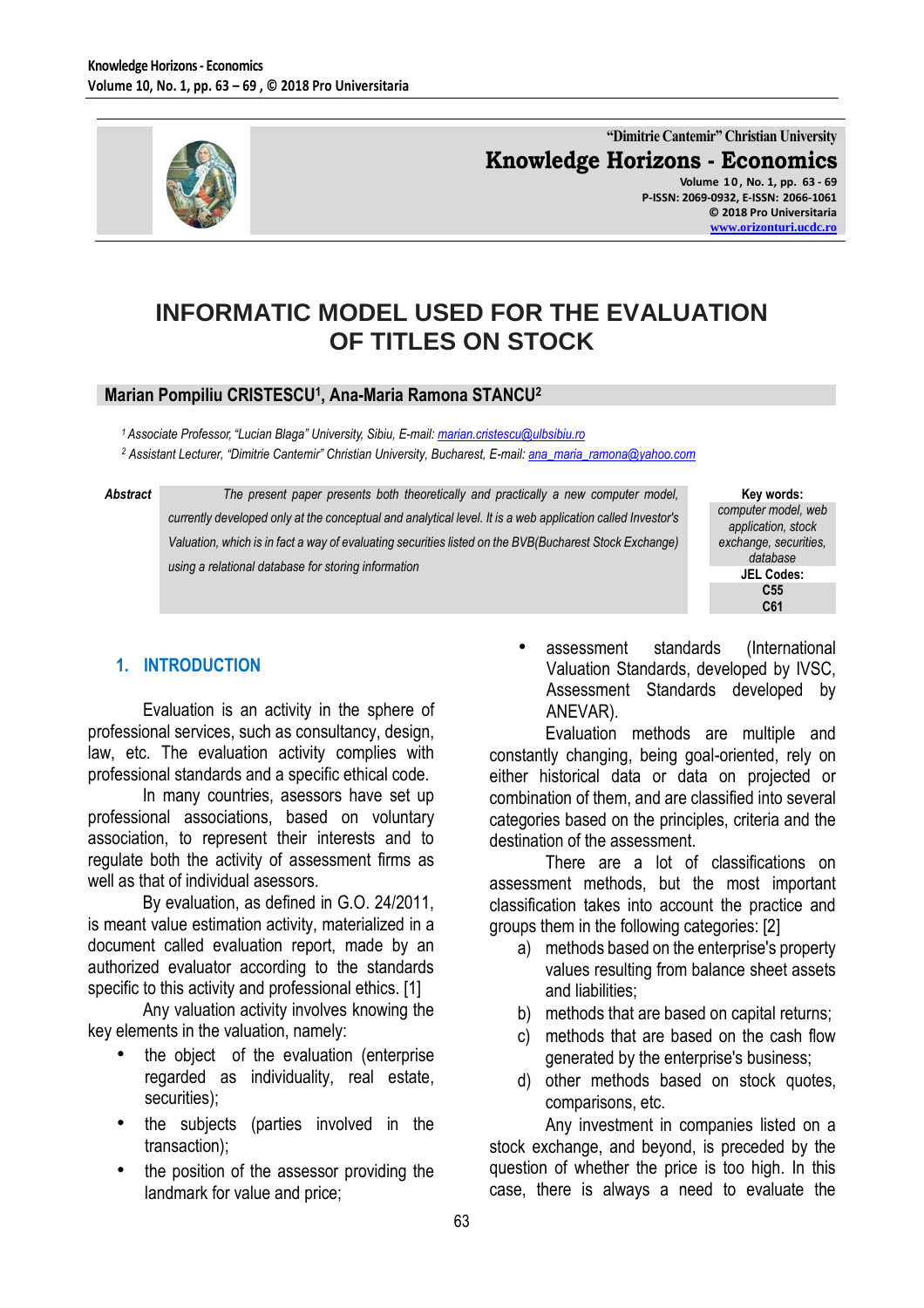# INFORMATIC MODEL USED FOR THE EVALUATION OF TITLES ON STOCK

**Marian Pompiliu CRISTESCU[1], Ana-Maria Ramona STANCU[2]**

[1] *Associate Professor, "Lucian Blaga" University, Sibiu, E-mail: marian.cristescu@ulbsibiu.ro*
[2] *Assistant Lecturer, "Dimitrie Cantemir" Christian University, Bucharest, E-mail: ana_maria_ramona@yahoo.com*

**Abstract** *The present paper presents both theoretically and practically a new computer model, currently developed only at the conceptual and analytical level. It is a web application called Investor's Valuation, which is in fact a way of evaluating securities listed on the BVB(Bucharest Stock Exchange) using a relational database for storing information*

**Key words:** computer model, web application, stock exchange, securities, database

**JEL Codes:** C55 C61

## 1. INTRODUCTION

Evaluation is an activity in the sphere of professional services, such as consultancy, design, law, etc. The evaluation activity complies with professional standards and a specific ethical code.

In many countries, asessors have set up professional associations, based on voluntary association, to represent their interests and to regulate both the activity of assessment firms as well as that of individual asessors.

By evaluation, as defined in G.O. 24/2011, is meant value estimation activity, materialized in a document called evaluation report, made by an authorized evaluator according to the standards specific to this activity and professional ethics. [1]

Any valuation activity involves knowing the key elements in the valuation, namely:

- the object of the evaluation (enterprise regarded as individuality, real estate, securities);
- the subjects (parties involved in the transaction);
- the position of the assessor providing the landmark for value and price;
- assessment standards (International Valuation Standards, developed by IVSC, Assessment Standards developed by ANEVAR).

Evaluation methods are multiple and constantly changing, being goal-oriented, rely on either historical data or data on projected or combination of them, and are classified into several categories based on the principles, criteria and the destination of the assessment.

There are a lot of classifications on assessment methods, but the most important classification takes into account the practice and groups them in the following categories: [2]

a) methods based on the enterprise's property values resulting from balance sheet assets and liabilities;
b) methods that are based on capital returns;
c) methods that are based on the cash flow generated by the enterprise's business;
d) other methods based on stock quotes, comparisons, etc.

Any investment in companies listed on a stock exchange, and beyond, is preceded by the question of whether the price is too high. In this case, there is always a need to evaluate the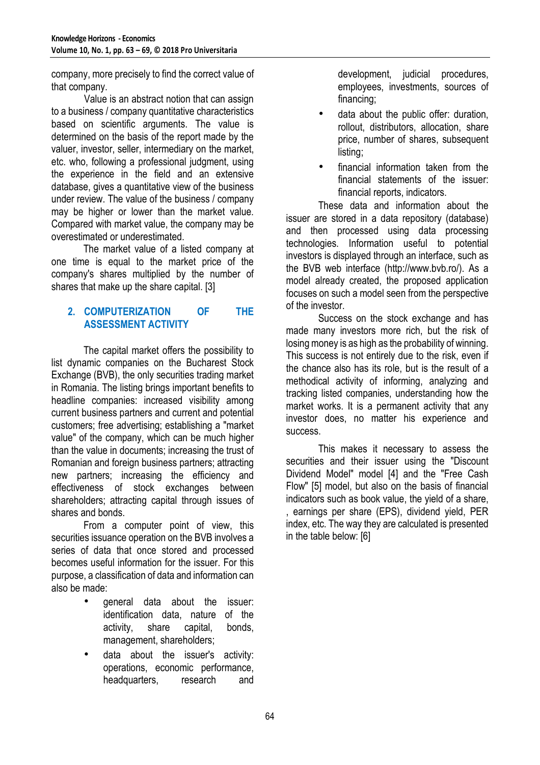company, more precisely to find the correct value of that company.

Value is an abstract notion that can assign to a business / company quantitative characteristics based on scientific arguments. The value is determined on the basis of the report made by the valuer, investor, seller, intermediary on the market, etc. who, following a professional judgment, using the experience in the field and an extensive database, gives a quantitative view of the business under review. The value of the business / company may be higher or lower than the market value. Compared with market value, the company may be overestimated or underestimated.

The market value of a listed company at one time is equal to the market price of the company's shares multiplied by the number of shares that make up the share capital. [3]

## 2. COMPUTERIZATION OF THE ASSESSMENT ACTIVITY

The capital market offers the possibility to list dynamic companies on the Bucharest Stock Exchange (BVB), the only securities trading market in Romania. The listing brings important benefits to headline companies: increased visibility among current business partners and current and potential customers; free advertising; establishing a "market value" of the company, which can be much higher than the value in documents; increasing the trust of Romanian and foreign business partners; attracting new partners; increasing the efficiency and effectiveness of stock exchanges between shareholders; attracting capital through issues of shares and bonds.

From a computer point of view, this securities issuance operation on the BVB involves a series of data that once stored and processed becomes useful information for the issuer. For this purpose, a classification of data and information can also be made:

- general data about the issuer: identification data, nature of the activity, share capital, bonds, management, shareholders;
- data about the issuer's activity: operations, economic performance, headquarters, research and development, judicial procedures, employees, investments, sources of financing;
- data about the public offer: duration, rollout, distributors, allocation, share price, number of shares, subsequent listing;
- financial information taken from the financial statements of the issuer: financial reports, indicators.

These data and information about the issuer are stored in a data repository (database) and then processed using data processing technologies. Information useful to potential investors is displayed through an interface, such as the BVB web interface (http://www.bvb.ro/). As a model already created, the proposed application focuses on such a model seen from the perspective of the investor.

Success on the stock exchange and has made many investors more rich, but the risk of losing money is as high as the probability of winning. This success is not entirely due to the risk, even if the chance also has its role, but is the result of a methodical activity of informing, analyzing and tracking listed companies, understanding how the market works. It is a permanent activity that any investor does, no matter his experience and success.

This makes it necessary to assess the securities and their issuer using the "Discount Dividend Model" model [4] and the "Free Cash Flow" [5] model, but also on the basis of financial indicators such as book value, the yield of a share, , earnings per share (EPS), dividend yield, PER index, etc. The way they are calculated is presented in the table below: [6]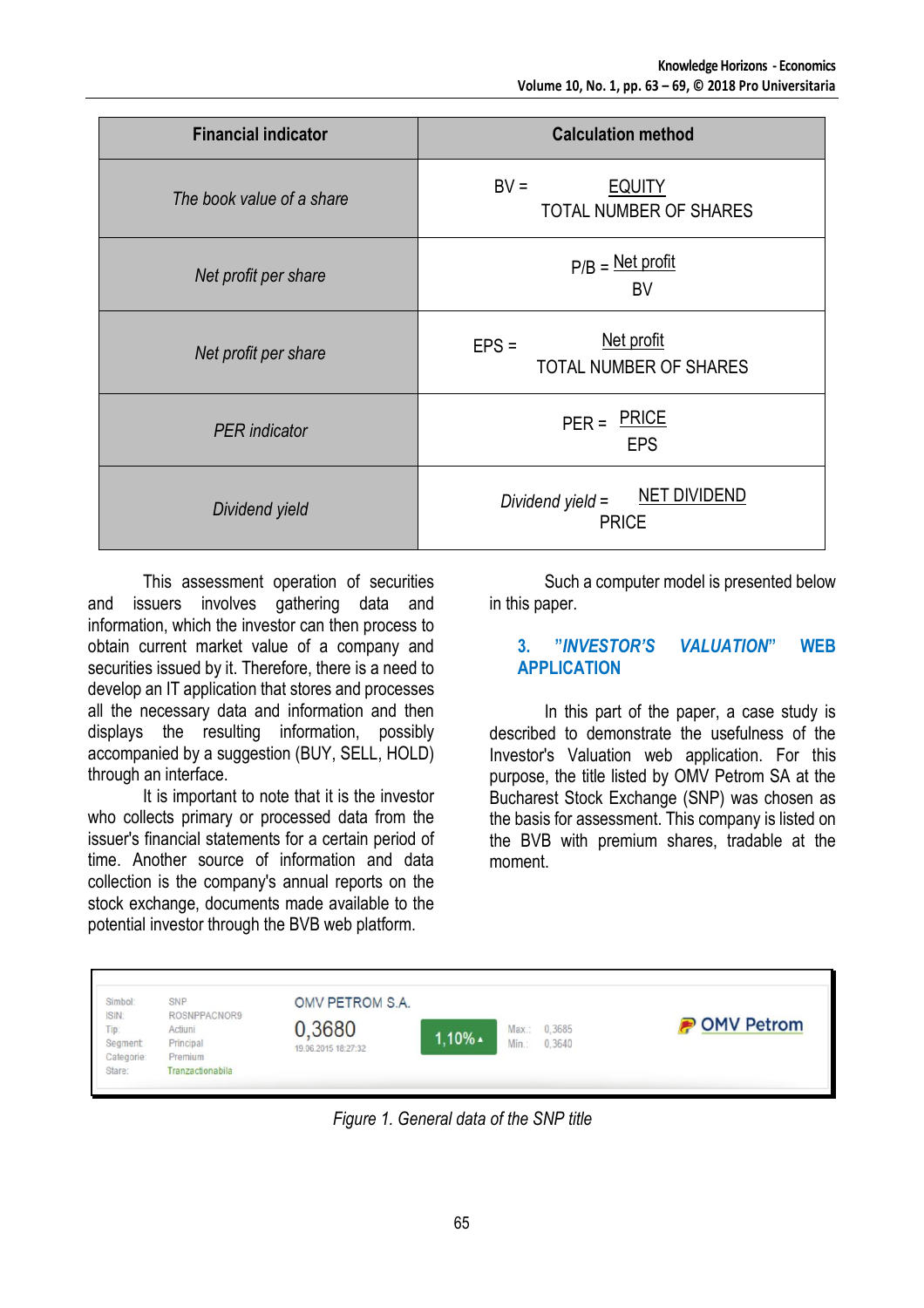| Financial indicator | Calculation method |
|---|---|
| *The book value of a share* | $BV = \dfrac{EQUITY}{TOTAL\ NUMBER\ OF\ SHARES}$ |
| *Net profit per share* | $P/B = \dfrac{Net\ profit}{BV}$ |
| *Net profit per share* | $EPS = \dfrac{Net\ profit}{TOTAL\ NUMBER\ OF\ SHARES}$ |
| *PER indicator* | $PER = \dfrac{PRICE}{EPS}$ |
| *Dividend yield* | $Dividend\ yield = \dfrac{NET\ DIVIDEND}{PRICE}$ |

This assessment operation of securities and issuers involves gathering data and information, which the investor can then process to obtain current market value of a company and securities issued by it. Therefore, there is a need to develop an IT application that stores and processes all the necessary data and information and then displays the resulting information, possibly accompanied by a suggestion (BUY, SELL, HOLD) through an interface.

It is important to note that it is the investor who collects primary or processed data from the issuer's financial statements for a certain period of time. Another source of information and data collection is the company's annual reports on the stock exchange, documents made available to the potential investor through the BVB web platform.

Such a computer model is presented below in this paper.

## 3. "*INVESTOR'S VALUATION*" WEB APPLICATION

In this part of the paper, a case study is described to demonstrate the usefulness of the Investor's Valuation web application. For this purpose, the title listed by OMV Petrom SA at the Bucharest Stock Exchange (SNP) was chosen as the basis for assessment. This company is listed on the BVB with premium shares, tradable at the moment.

| | | | | | |
|---|---|---|---|---|---|
| Simbol: | SNP | OMV PETROM S.A. | | | OMV Petrom |
| ISIN: | ROSNPPACNOR9 | 0,3680 | 1,10% ▲ | Max.: 0,3685 | |
| Tip: | Actiuni | 19.06.2015 18:27:32 | | Min.: 0,3640 | |
| Segment: | Principal | | | | |
| Categorie: | Premium | | | | |
| Stare: | Tranzactionabila | | | | |

*Figure 1. General data of the SNP title*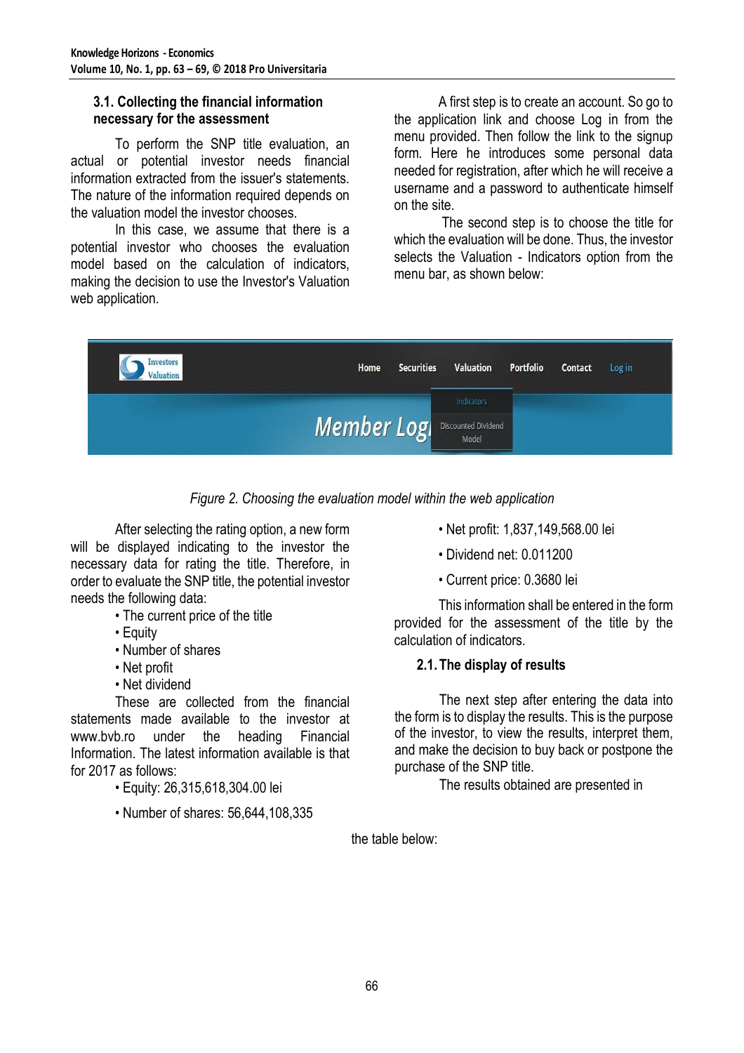### 3.1. Collecting the financial information necessary for the assessment

To perform the SNP title evaluation, an actual or potential investor needs financial information extracted from the issuer's statements. The nature of the information required depends on the valuation model the investor chooses.

In this case, we assume that there is a potential investor who chooses the evaluation model based on the calculation of indicators, making the decision to use the Investor's Valuation web application.

A first step is to create an account. So go to the application link and choose Log in from the menu provided. Then follow the link to the signup form. Here he introduces some personal data needed for registration, after which he will receive a username and a password to authenticate himself on the site.

The second step is to choose the title for which the evaluation will be done. Thus, the investor selects the Valuation - Indicators option from the menu bar, as shown below:

*Figure 2. Choosing the evaluation model within the web application*

After selecting the rating option, a new form will be displayed indicating to the investor the necessary data for rating the title. Therefore, in order to evaluate the SNP title, the potential investor needs the following data:

- The current price of the title
- Equity
- Number of shares
- Net profit
- Net dividend

These are collected from the financial statements made available to the investor at www.bvb.ro under the heading Financial Information. The latest information available is that for 2017 as follows:

- Equity: 26,315,618,304.00 lei
- Number of shares: 56,644,108,335
- Net profit: 1,837,149,568.00 lei
- Dividend net: 0.011200
- Current price: 0.3680 lei

This information shall be entered in the form provided for the assessment of the title by the calculation of indicators.

### 2.1. The display of results

The next step after entering the data into the form is to display the results. This is the purpose of the investor, to view the results, interpret them, and make the decision to buy back or postpone the purchase of the SNP title.

The results obtained are presented in the table below: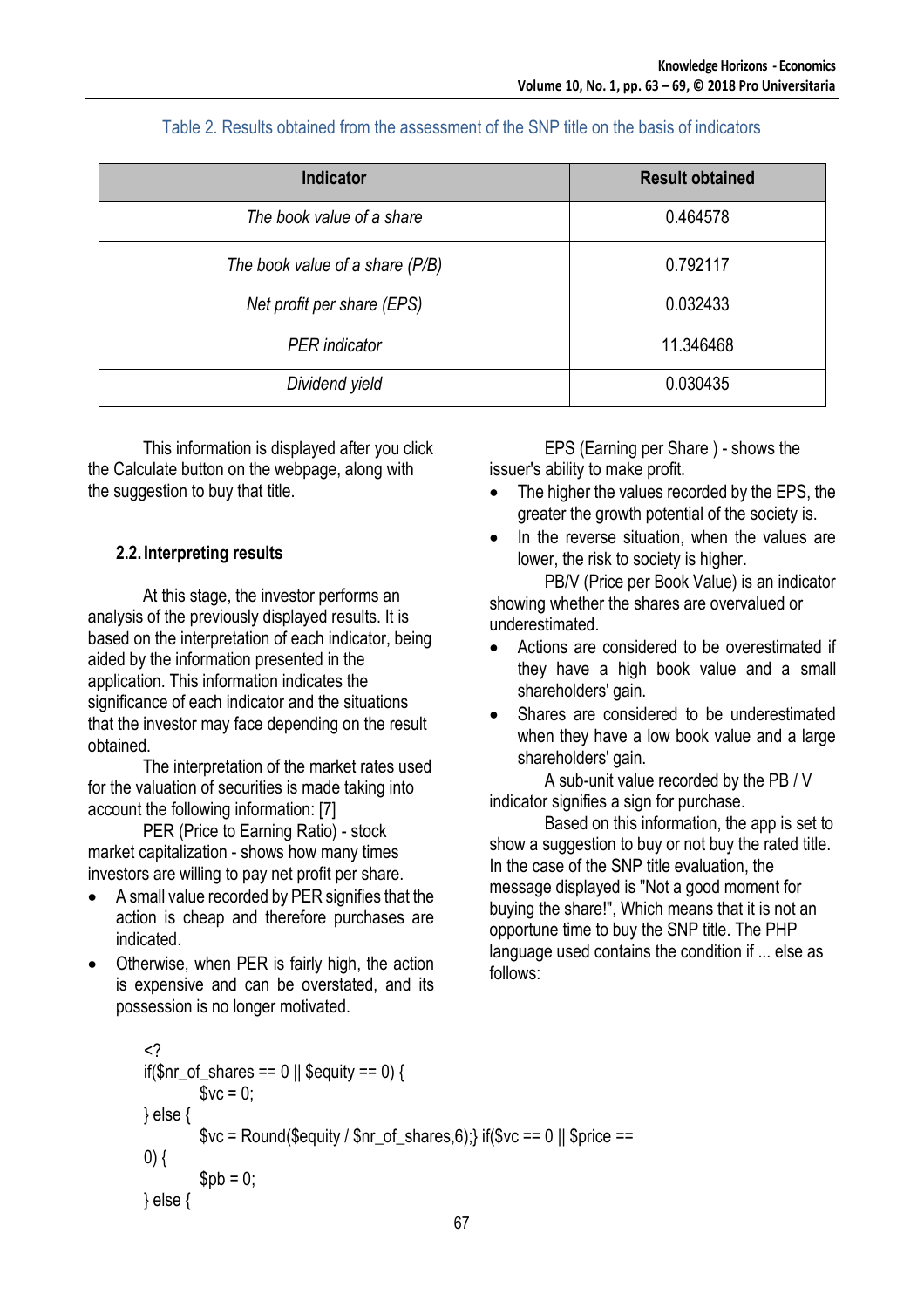Table 2. Results obtained from the assessment of the SNP title on the basis of indicators

| Indicator | Result obtained |
|---|---|
| *The book value of a share* | 0.464578 |
| *The book value of a share (P/B)* | 0.792117 |
| *Net profit per share (EPS)* | 0.032433 |
| *PER indicator* | 11.346468 |
| *Dividend yield* | 0.030435 |

This information is displayed after you click the Calculate button on the webpage, along with the suggestion to buy that title.

### 2.2. Interpreting results

At this stage, the investor performs an analysis of the previously displayed results. It is based on the interpretation of each indicator, being aided by the information presented in the application. This information indicates the significance of each indicator and the situations that the investor may face depending on the result obtained.

The interpretation of the market rates used for the valuation of securities is made taking into account the following information: [7]

PER (Price to Earning Ratio) - stock market capitalization - shows how many times investors are willing to pay net profit per share.

- A small value recorded by PER signifies that the action is cheap and therefore purchases are indicated.
- Otherwise, when PER is fairly high, the action is expensive and can be overstated, and its possession is no longer motivated.

EPS (Earning per Share ) - shows the issuer's ability to make profit.

- The higher the values recorded by the EPS, the greater the growth potential of the society is.
- In the reverse situation, when the values are lower, the risk to society is higher.

PB/V (Price per Book Value) is an indicator showing whether the shares are overvalued or underestimated.

- Actions are considered to be overestimated if they have a high book value and a small shareholders' gain.
- Shares are considered to be underestimated when they have a low book value and a large shareholders' gain.

A sub-unit value recorded by the PB / V indicator signifies a sign for purchase.

Based on this information, the app is set to show a suggestion to buy or not buy the rated title. In the case of the SNP title evaluation, the message displayed is "Not a good moment for buying the share!", Which means that it is not an opportune time to buy the SNP title. The PHP language used contains the condition if ... else as follows:

```
<?
if($nr_of_shares == 0 || $equity == 0) {
        $vc = 0;
} else {
        $vc = Round($equity / $nr_of_shares,6);} if($vc == 0 || $price ==
0) {
        $pb = 0;
} else {
```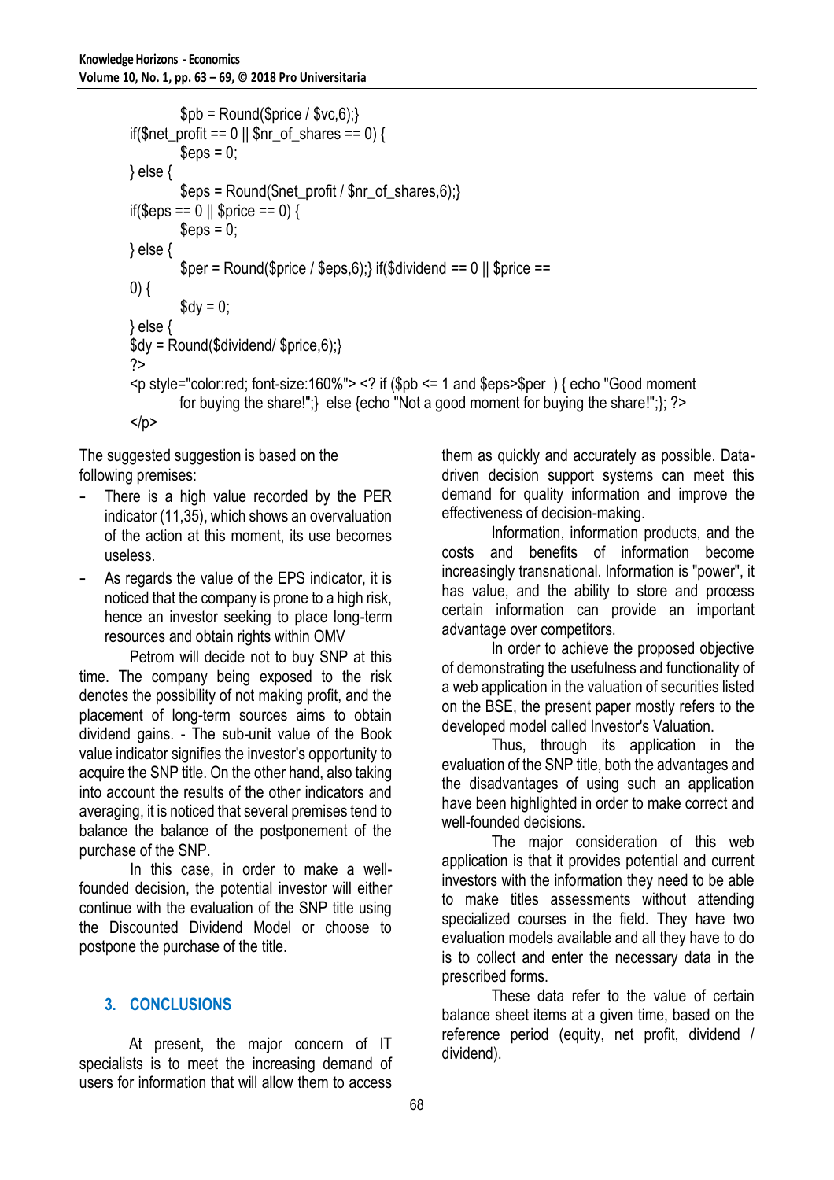```
        $pb = Round($price / $vc,6);}
if($net_profit == 0 || $nr_of_shares == 0) {
        $eps = 0;
} else {
        $eps = Round($net_profit / $nr_of_shares,6);}
if($eps == 0 || $price == 0) {
        $eps = 0;
} else {
        $per = Round($price / $eps,6);} if($dividend == 0 || $price ==
0) {
        $dy = 0;
} else {
$dy = Round($dividend/ $price,6);}
?>
<p style="color:red; font-size:160%"> <? if ($pb <= 1 and $eps>$per  ) { echo "Good moment
        for buying the share!";}  else {echo "Not a good moment for buying the share!";}; ?>
</p>
```

The suggested suggestion is based on the following premises:

- There is a high value recorded by the PER indicator (11,35), which shows an overvaluation of the action at this moment, its use becomes useless.
- As regards the value of the EPS indicator, it is noticed that the company is prone to a high risk, hence an investor seeking to place long-term resources and obtain rights within OMV

Petrom will decide not to buy SNP at this time. The company being exposed to the risk denotes the possibility of not making profit, and the placement of long-term sources aims to obtain dividend gains. - The sub-unit value of the Book value indicator signifies the investor's opportunity to acquire the SNP title. On the other hand, also taking into account the results of the other indicators and averaging, it is noticed that several premises tend to balance the balance of the postponement of the purchase of the SNP.

In this case, in order to make a well-founded decision, the potential investor will either continue with the evaluation of the SNP title using the Discounted Dividend Model or choose to postpone the purchase of the title.

## 3. CONCLUSIONS

At present, the major concern of IT specialists is to meet the increasing demand of users for information that will allow them to access them as quickly and accurately as possible. Data-driven decision support systems can meet this demand for quality information and improve the effectiveness of decision-making.

Information, information products, and the costs and benefits of information become increasingly transnational. Information is "power", it has value, and the ability to store and process certain information can provide an important advantage over competitors.

In order to achieve the proposed objective of demonstrating the usefulness and functionality of a web application in the valuation of securities listed on the BSE, the present paper mostly refers to the developed model called Investor's Valuation.

Thus, through its application in the evaluation of the SNP title, both the advantages and the disadvantages of using such an application have been highlighted in order to make correct and well-founded decisions.

The major consideration of this web application is that it provides potential and current investors with the information they need to be able to make titles assessments without attending specialized courses in the field. They have two evaluation models available and all they have to do is to collect and enter the necessary data in the prescribed forms.

These data refer to the value of certain balance sheet items at a given time, based on the reference period (equity, net profit, dividend / dividend).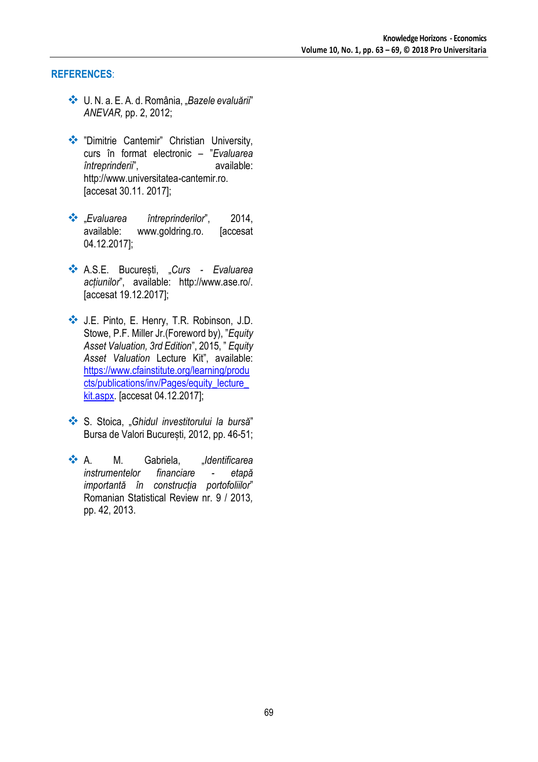## REFERENCES:

- U. N. a. E. A. d. România, „*Bazele evaluării*" *ANEVAR*, pp. 2, 2012;
- "Dimitrie Cantemir" Christian University, curs în format electronic – "*Evaluarea întreprinderii*", available: http://www.universitatea-cantemir.ro. [accesat 30.11. 2017];
- „*Evaluarea întreprinderilor*", 2014, available: www.goldring.ro. [accesat 04.12.2017];
- A.S.E. București, „*Curs - Evaluarea acțiunilor*", available: http://www.ase.ro/. [accesat 19.12.2017];
- J.E. Pinto, E. Henry, T.R. Robinson, J.D. Stowe, P.F. Miller Jr.(Foreword by), "*Equity Asset Valuation, 3rd Edition*", 2015, " *Equity Asset Valuation* Lecture Kit", available: https://www.cfainstitute.org/learning/products/publications/inv/Pages/equity_lecture_kit.aspx. [accesat 04.12.2017];
- S. Stoica, „*Ghidul investitorului la bursă*" Bursa de Valori București, 2012, pp. 46-51;
- A. M. Gabriela, „*Identificarea instrumentelor financiare - etapă importantă în construcția portofoliilor*" Romanian Statistical Review nr. 9 / 2013, pp. 42, 2013.